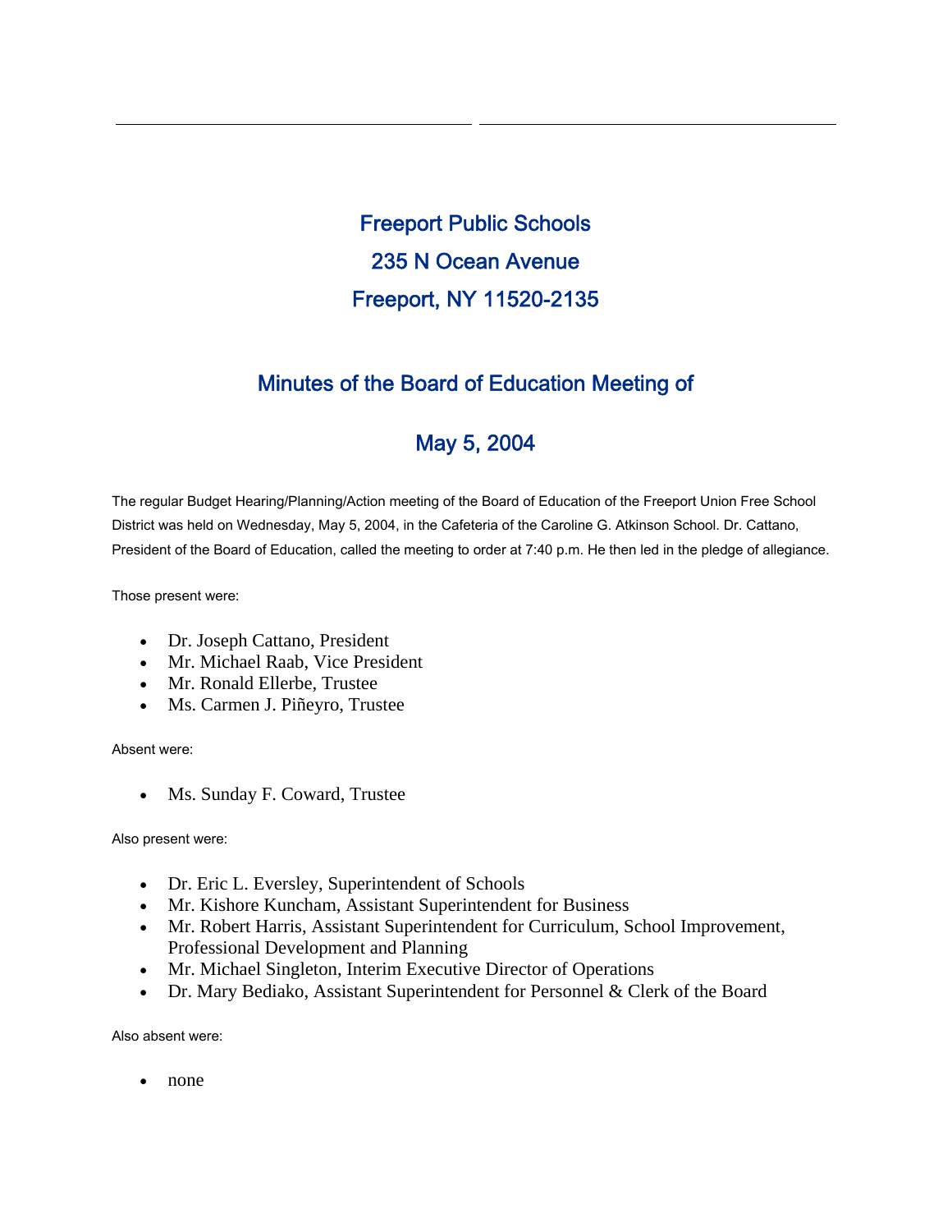# Freeport Public Schools

# 235 N Ocean Avenue

# Freeport, NY 11520-2135

## Minutes of the Board of Education Meeting of

## May 5, 2004

The regular Budget Hearing/Planning/Action meeting of the Board of Education of the Freeport Union Free School District was held on Wednesday, May 5, 2004, in the Cafeteria of the Caroline G. Atkinson School. Dr. Cattano, President of the Board of Education, called the meeting to order at 7:40 p.m. He then led in the pledge of allegiance.

Those present were:

- Dr. Joseph Cattano, President
- Mr. Michael Raab, Vice President
- Mr. Ronald Ellerbe, Trustee
- Ms. Carmen J. Piñeyro, Trustee

Absent were:

- Ms. Sunday F. Coward, Trustee

Also present were:

- Dr. Eric L. Eversley, Superintendent of Schools
- Mr. Kishore Kuncham, Assistant Superintendent for Business
- Mr. Robert Harris, Assistant Superintendent for Curriculum, School Improvement, Professional Development and Planning
- Mr. Michael Singleton, Interim Executive Director of Operations
- Dr. Mary Bediako, Assistant Superintendent for Personnel & Clerk of the Board

Also absent were:

- none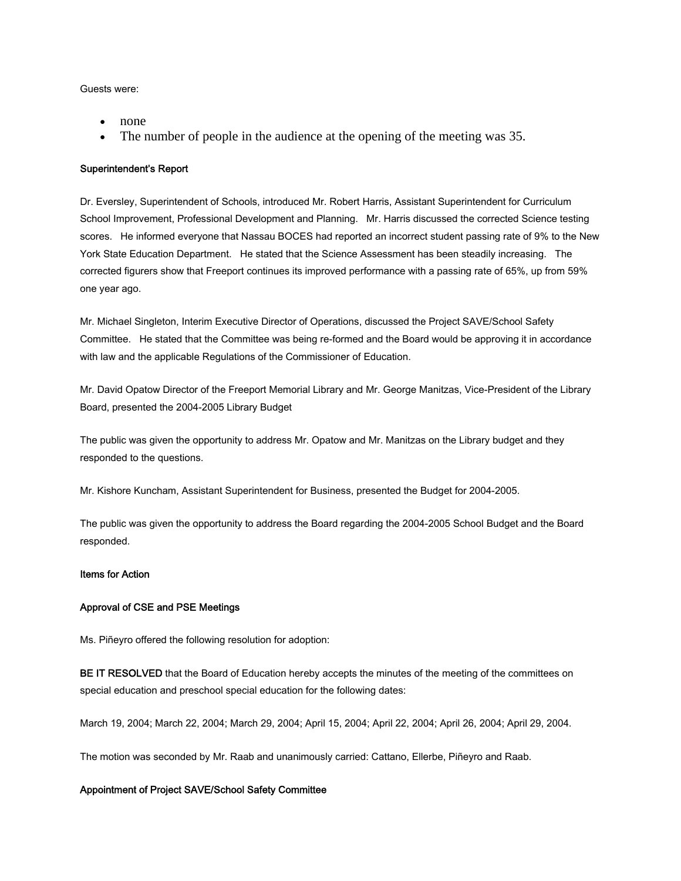Guests were:

- none
- The number of people in the audience at the opening of the meeting was 35.

**Superintendent's Report**

Dr. Eversley, Superintendent of Schools, introduced Mr. Robert Harris, Assistant Superintendent for Curriculum School Improvement, Professional Development and Planning. Mr. Harris discussed the corrected Science testing scores. He informed everyone that Nassau BOCES had reported an incorrect student passing rate of 9% to the New York State Education Department. He stated that the Science Assessment has been steadily increasing. The corrected figurers show that Freeport continues its improved performance with a passing rate of 65%, up from 59% one year ago.

Mr. Michael Singleton, Interim Executive Director of Operations, discussed the Project SAVE/School Safety Committee. He stated that the Committee was being re-formed and the Board would be approving it in accordance with law and the applicable Regulations of the Commissioner of Education.

Mr. David Opatow Director of the Freeport Memorial Library and Mr. George Manitzas, Vice-President of the Library Board, presented the 2004-2005 Library Budget

The public was given the opportunity to address Mr. Opatow and Mr. Manitzas on the Library budget and they responded to the questions.

Mr. Kishore Kuncham, Assistant Superintendent for Business, presented the Budget for 2004-2005.

The public was given the opportunity to address the Board regarding the 2004-2005 School Budget and the Board responded.

**Items for Action**

**Approval of CSE and PSE Meetings**

Ms. Piñeyro offered the following resolution for adoption:

**BE IT RESOLVED** that the Board of Education hereby accepts the minutes of the meeting of the committees on special education and preschool special education for the following dates:

March 19, 2004; March 22, 2004; March 29, 2004; April 15, 2004; April 22, 2004; April 26, 2004; April 29, 2004.

The motion was seconded by Mr. Raab and unanimously carried: Cattano, Ellerbe, Piñeyro and Raab.

**Appointment of Project SAVE/School Safety Committee**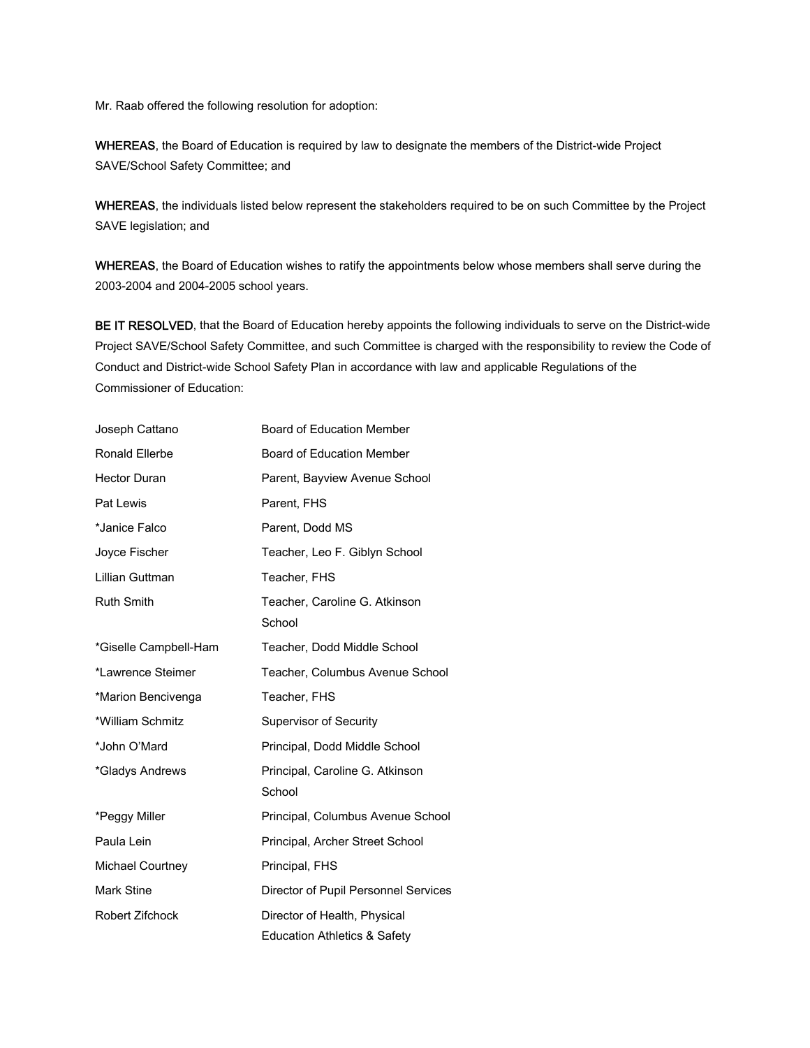Mr. Raab offered the following resolution for adoption:

**WHEREAS**, the Board of Education is required by law to designate the members of the District-wide Project SAVE/School Safety Committee; and

**WHEREAS**, the individuals listed below represent the stakeholders required to be on such Committee by the Project SAVE legislation; and

**WHEREAS**, the Board of Education wishes to ratify the appointments below whose members shall serve during the 2003-2004 and 2004-2005 school years.

**BE IT RESOLVED**, that the Board of Education hereby appoints the following individuals to serve on the District-wide Project SAVE/School Safety Committee, and such Committee is charged with the responsibility to review the Code of Conduct and District-wide School Safety Plan in accordance with law and applicable Regulations of the Commissioner of Education:

| | |
|---|---|
| Joseph Cattano | Board of Education Member |
| Ronald Ellerbe | Board of Education Member |
| Hector Duran | Parent, Bayview Avenue School |
| Pat Lewis | Parent, FHS |
| *Janice Falco | Parent, Dodd MS |
| Joyce Fischer | Teacher, Leo F. Giblyn School |
| Lillian Guttman | Teacher, FHS |
| Ruth Smith | Teacher, Caroline G. Atkinson School |
| *Giselle Campbell-Ham | Teacher, Dodd Middle School |
| *Lawrence Steimer | Teacher, Columbus Avenue School |
| *Marion Bencivenga | Teacher, FHS |
| *William Schmitz | Supervisor of Security |
| *John O'Mard | Principal, Dodd Middle School |
| *Gladys Andrews | Principal, Caroline G. Atkinson School |
| *Peggy Miller | Principal, Columbus Avenue School |
| Paula Lein | Principal, Archer Street School |
| Michael Courtney | Principal, FHS |
| Mark Stine | Director of Pupil Personnel Services |
| Robert Zifchock | Director of Health, Physical Education Athletics & Safety |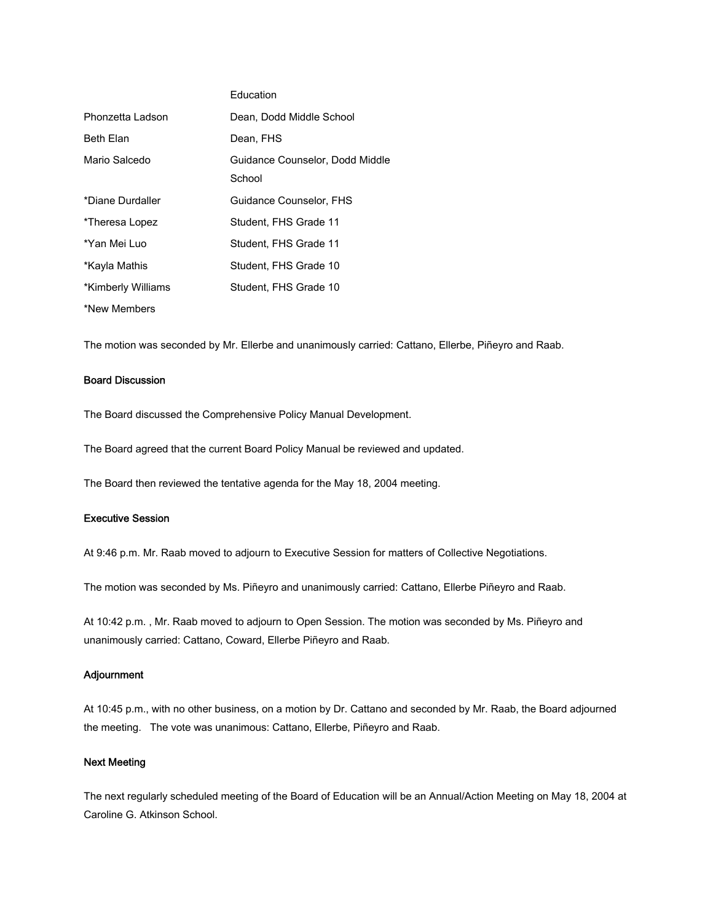| | Education |
|---|---|
| Phonzetta Ladson | Dean, Dodd Middle School |
| Beth Elan | Dean, FHS |
| Mario Salcedo | Guidance Counselor, Dodd Middle School |
| *Diane Durdaller | Guidance Counselor, FHS |
| *Theresa Lopez | Student, FHS Grade 11 |
| *Yan Mei Luo | Student, FHS Grade 11 |
| *Kayla Mathis | Student, FHS Grade 10 |
| *Kimberly Williams | Student, FHS Grade 10 |

*New Members

The motion was seconded by Mr. Ellerbe and unanimously carried: Cattano, Ellerbe, Piñeyro and Raab.

**Board Discussion**

The Board discussed the Comprehensive Policy Manual Development.

The Board agreed that the current Board Policy Manual be reviewed and updated.

The Board then reviewed the tentative agenda for the May 18, 2004 meeting.

**Executive Session**

At 9:46 p.m. Mr. Raab moved to adjourn to Executive Session for matters of Collective Negotiations.

The motion was seconded by Ms. Piñeyro and unanimously carried: Cattano, Ellerbe Piñeyro and Raab.

At 10:42 p.m. , Mr. Raab moved to adjourn to Open Session. The motion was seconded by Ms. Piñeyro and unanimously carried: Cattano, Coward, Ellerbe Piñeyro and Raab.

**Adjournment**

At 10:45 p.m., with no other business, on a motion by Dr. Cattano and seconded by Mr. Raab, the Board adjourned the meeting. The vote was unanimous: Cattano, Ellerbe, Piñeyro and Raab.

**Next Meeting**

The next regularly scheduled meeting of the Board of Education will be an Annual/Action Meeting on May 18, 2004 at Caroline G. Atkinson School.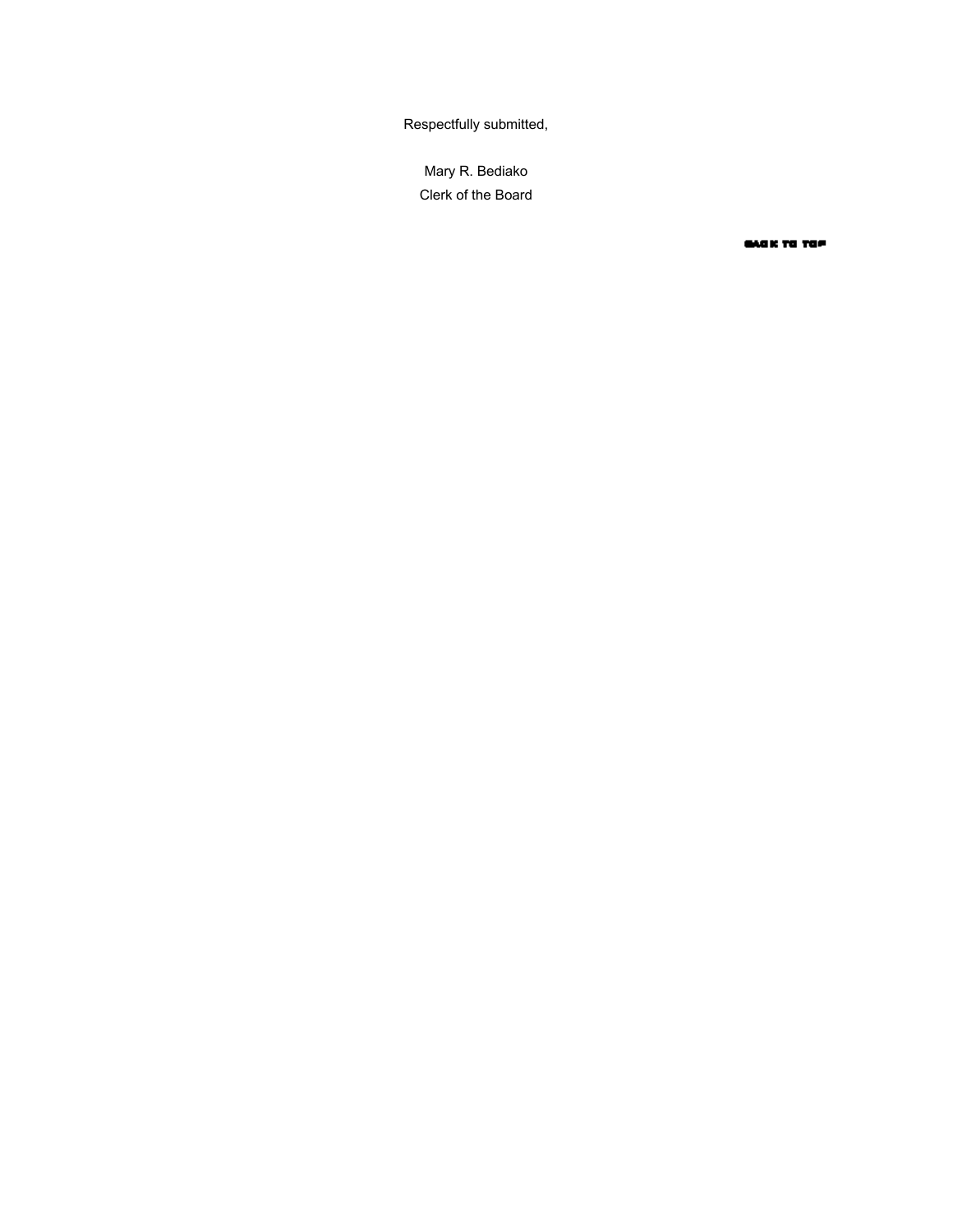Respectfully submitted,

Mary R. Bediako
Clerk of the Board

BACK TO TOP